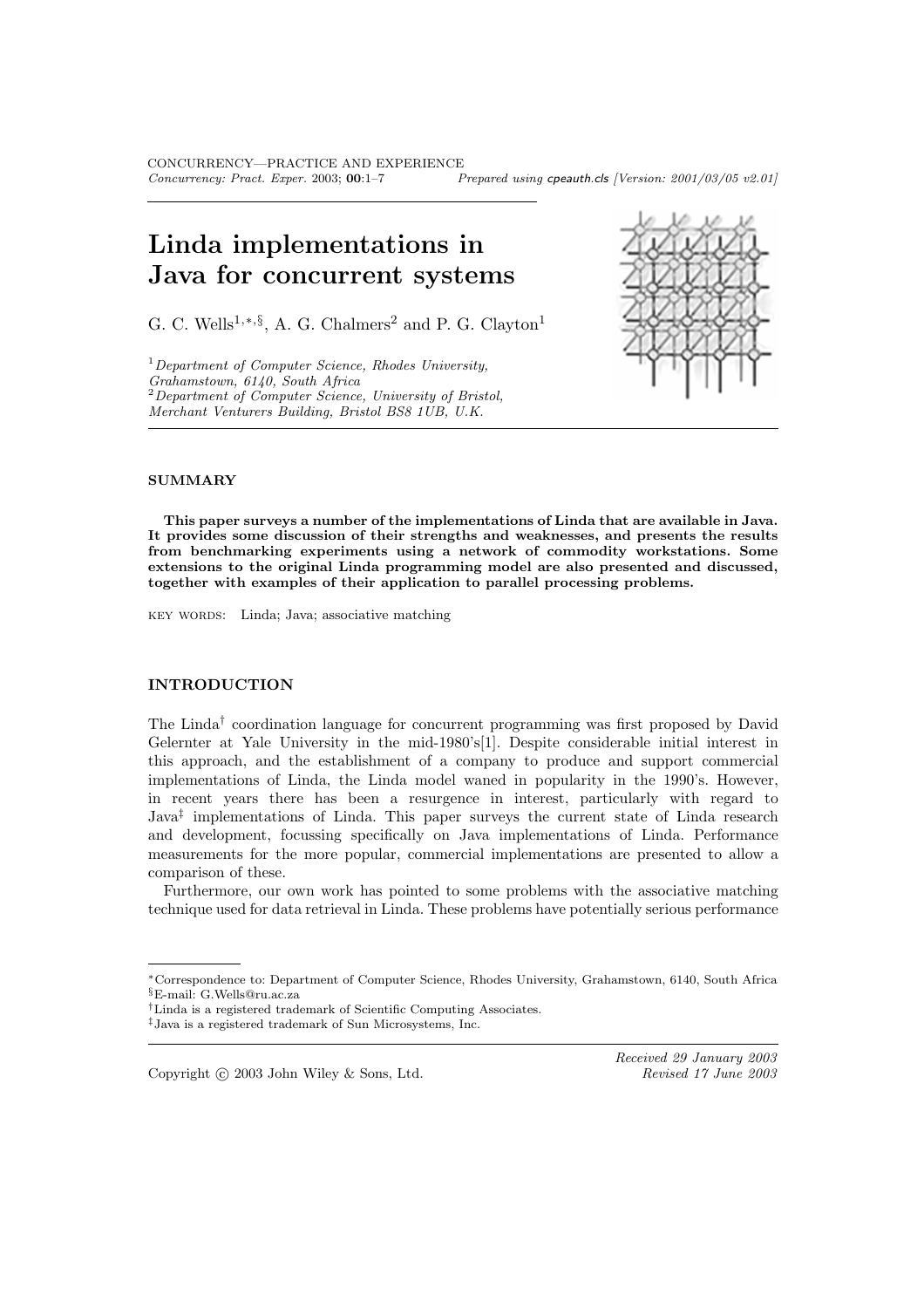# Linda implementations in Java for concurrent systems

G. C. Wells[1,*,§], A. G. Chalmers[2] and P. G. Clayton[1]

[1] *Department of Computer Science, Rhodes University, Grahamstown, 6140, South Africa*
[2] *Department of Computer Science, University of Bristol, Merchant Venturers Building, Bristol BS8 1UB, U.K.*

## SUMMARY

**This paper surveys a number of the implementations of Linda that are available in Java. It provides some discussion of their strengths and weaknesses, and presents the results from benchmarking experiments using a network of commodity workstations. Some extensions to the original Linda programming model are also presented and discussed, together with examples of their application to parallel processing problems.**

KEY WORDS: Linda; Java; associative matching

## INTRODUCTION

The Linda[†] coordination language for concurrent programming was first proposed by David Gelernter at Yale University in the mid-1980's[1]. Despite considerable initial interest in this approach, and the establishment of a company to produce and support commercial implementations of Linda, the Linda model waned in popularity in the 1990's. However, in recent years there has been a resurgence in interest, particularly with regard to Java[‡] implementations of Linda. This paper surveys the current state of Linda research and development, focussing specifically on Java implementations of Linda. Performance measurements for the more popular, commercial implementations are presented to allow a comparison of these.

Furthermore, our own work has pointed to some problems with the associative matching technique used for data retrieval in Linda. These problems have potentially serious performance

---

[*] Correspondence to: Department of Computer Science, Rhodes University, Grahamstown, 6140, South Africa
[§] E-mail: G.Wells@ru.ac.za
[†] Linda is a registered trademark of Scientific Computing Associates.
[‡] Java is a registered trademark of Sun Microsystems, Inc.

Copyright © 2003 John Wiley & Sons, Ltd.

*Received 29 January 2003*
*Revised 17 June 2003*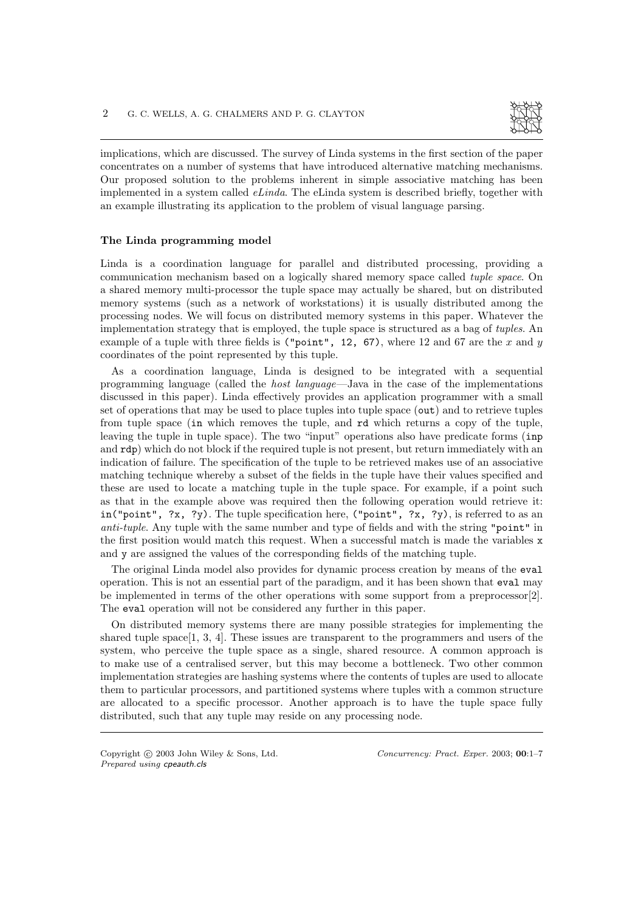implications, which are discussed. The survey of Linda systems in the first section of the paper concentrates on a number of systems that have introduced alternative matching mechanisms. Our proposed solution to the problems inherent in simple associative matching has been implemented in a system called *eLinda*. The eLinda system is described briefly, together with an example illustrating its application to the problem of visual language parsing.

### The Linda programming model

Linda is a coordination language for parallel and distributed processing, providing a communication mechanism based on a logically shared memory space called *tuple space*. On a shared memory multi-processor the tuple space may actually be shared, but on distributed memory systems (such as a network of workstations) it is usually distributed among the processing nodes. We will focus on distributed memory systems in this paper. Whatever the implementation strategy that is employed, the tuple space is structured as a bag of *tuples*. An example of a tuple with three fields is `("point", 12, 67)`, where 12 and 67 are the $x$ and $y$ coordinates of the point represented by this tuple.

As a coordination language, Linda is designed to be integrated with a sequential programming language (called the *host language*—Java in the case of the implementations discussed in this paper). Linda effectively provides an application programmer with a small set of operations that may be used to place tuples into tuple space (`out`) and to retrieve tuples from tuple space (`in` which removes the tuple, and `rd` which returns a copy of the tuple, leaving the tuple in tuple space). The two "input" operations also have predicate forms (`inp` and `rdp`) which do not block if the required tuple is not present, but return immediately with an indication of failure. The specification of the tuple to be retrieved makes use of an associative matching technique whereby a subset of the fields in the tuple have their values specified and these are used to locate a matching tuple in the tuple space. For example, if a point such as that in the example above was required then the following operation would retrieve it: `in("point", ?x, ?y)`. The tuple specification here, `("point", ?x, ?y)`, is referred to as an *anti-tuple*. Any tuple with the same number and type of fields and with the string `"point"` in the first position would match this request. When a successful match is made the variables `x` and `y` are assigned the values of the corresponding fields of the matching tuple.

The original Linda model also provides for dynamic process creation by means of the `eval` operation. This is not an essential part of the paradigm, and it has been shown that `eval` may be implemented in terms of the other operations with some support from a preprocessor[2]. The `eval` operation will not be considered any further in this paper.

On distributed memory systems there are many possible strategies for implementing the shared tuple space[1, 3, 4]. These issues are transparent to the programmers and users of the system, who perceive the tuple space as a single, shared resource. A common approach is to make use of a centralised server, but this may become a bottleneck. Two other common implementation strategies are hashing systems where the contents of tuples are used to allocate them to particular processors, and partitioned systems where tuples with a common structure are allocated to a specific processor. Another approach is to have the tuple space fully distributed, such that any tuple may reside on any processing node.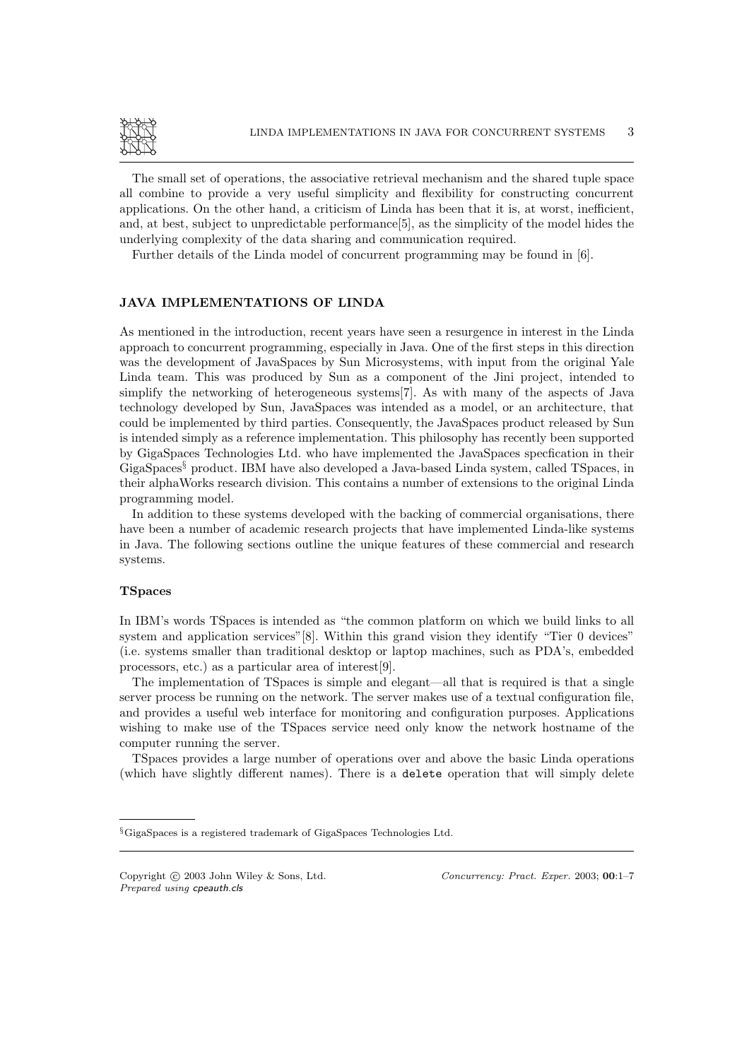The small set of operations, the associative retrieval mechanism and the shared tuple space all combine to provide a very useful simplicity and flexibility for constructing concurrent applications. On the other hand, a criticism of Linda has been that it is, at worst, inefficient, and, at best, subject to unpredictable performance[5], as the simplicity of the model hides the underlying complexity of the data sharing and communication required.

Further details of the Linda model of concurrent programming may be found in [6].

## JAVA IMPLEMENTATIONS OF LINDA

As mentioned in the introduction, recent years have seen a resurgence in interest in the Linda approach to concurrent programming, especially in Java. One of the first steps in this direction was the development of JavaSpaces by Sun Microsystems, with input from the original Yale Linda team. This was produced by Sun as a component of the Jini project, intended to simplify the networking of heterogeneous systems[7]. As with many of the aspects of Java technology developed by Sun, JavaSpaces was intended as a model, or an architecture, that could be implemented by third parties. Consequently, the JavaSpaces product released by Sun is intended simply as a reference implementation. This philosophy has recently been supported by GigaSpaces Technologies Ltd. who have implemented the JavaSpaces specfication in their GigaSpaces[§] product. IBM have also developed a Java-based Linda system, called TSpaces, in their alphaWorks research division. This contains a number of extensions to the original Linda programming model.

In addition to these systems developed with the backing of commercial organisations, there have been a number of academic research projects that have implemented Linda-like systems in Java. The following sections outline the unique features of these commercial and research systems.

### TSpaces

In IBM's words TSpaces is intended as "the common platform on which we build links to all system and application services"[8]. Within this grand vision they identify "Tier 0 devices" (i.e. systems smaller than traditional desktop or laptop machines, such as PDA's, embedded processors, etc.) as a particular area of interest[9].

The implementation of TSpaces is simple and elegant—all that is required is that a single server process be running on the network. The server makes use of a textual configuration file, and provides a useful web interface for monitoring and configuration purposes. Applications wishing to make use of the TSpaces service need only know the network hostname of the computer running the server.

TSpaces provides a large number of operations over and above the basic Linda operations (which have slightly different names). There is a `delete` operation that will simply delete

[§] GigaSpaces is a registered trademark of GigaSpaces Technologies Ltd.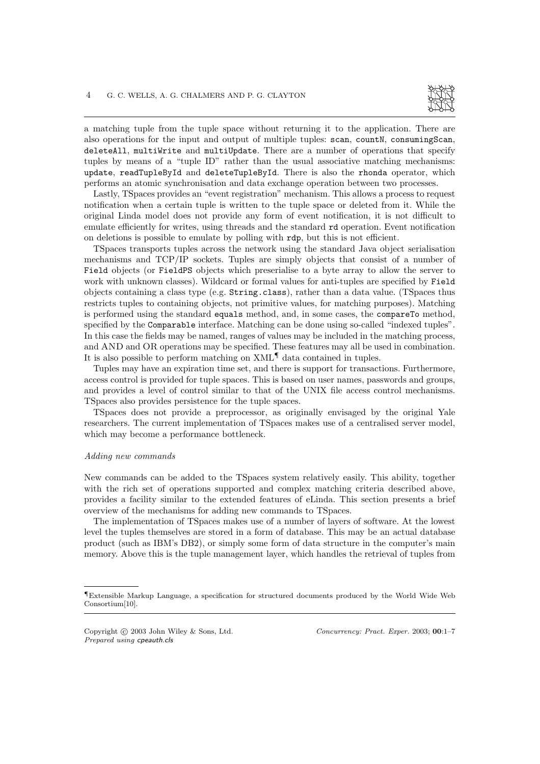a matching tuple from the tuple space without returning it to the application. There are also operations for the input and output of multiple tuples: `scan`, `countN`, `consumingScan`, `deleteAll`, `multiWrite` and `multiUpdate`. There are a number of operations that specify tuples by means of a "tuple ID" rather than the usual associative matching mechanisms: `update`, `readTupleById` and `deleteTupleById`. There is also the `rhonda` operator, which performs an atomic synchronisation and data exchange operation between two processes.

Lastly, TSpaces provides an "event registration" mechanism. This allows a process to request notification when a certain tuple is written to the tuple space or deleted from it. While the original Linda model does not provide any form of event notification, it is not difficult to emulate efficiently for writes, using threads and the standard `rd` operation. Event notification on deletions is possible to emulate by polling with `rdp`, but this is not efficient.

TSpaces transports tuples across the network using the standard Java object serialisation mechanisms and TCP/IP sockets. Tuples are simply objects that consist of a number of `Field` objects (or `FieldPS` objects which preserialise to a byte array to allow the server to work with unknown classes). Wildcard or formal values for anti-tuples are specified by `Field` objects containing a class type (e.g. `String.class`), rather than a data value. (TSpaces thus restricts tuples to containing objects, not primitive values, for matching purposes). Matching is performed using the standard `equals` method, and, in some cases, the `compareTo` method, specified by the `Comparable` interface. Matching can be done using so-called "indexed tuples". In this case the fields may be named, ranges of values may be included in the matching process, and AND and OR operations may be specified. These features may all be used in combination. It is also possible to perform matching on XML¶ data contained in tuples.

Tuples may have an expiration time set, and there is support for transactions. Furthermore, access control is provided for tuple spaces. This is based on user names, passwords and groups, and provides a level of control similar to that of the UNIX file access control mechanisms. TSpaces also provides persistence for the tuple spaces.

TSpaces does not provide a preprocessor, as originally envisaged by the original Yale researchers. The current implementation of TSpaces makes use of a centralised server model, which may become a performance bottleneck.

*Adding new commands*

New commands can be added to the TSpaces system relatively easily. This ability, together with the rich set of operations supported and complex matching criteria described above, provides a facility similar to the extended features of eLinda. This section presents a brief overview of the mechanisms for adding new commands to TSpaces.

The implementation of TSpaces makes use of a number of layers of software. At the lowest level the tuples themselves are stored in a form of database. This may be an actual database product (such as IBM's DB2), or simply some form of data structure in the computer's main memory. Above this is the tuple management layer, which handles the retrieval of tuples from

¶Extensible Markup Language, a specification for structured documents produced by the World Wide Web Consortium[10].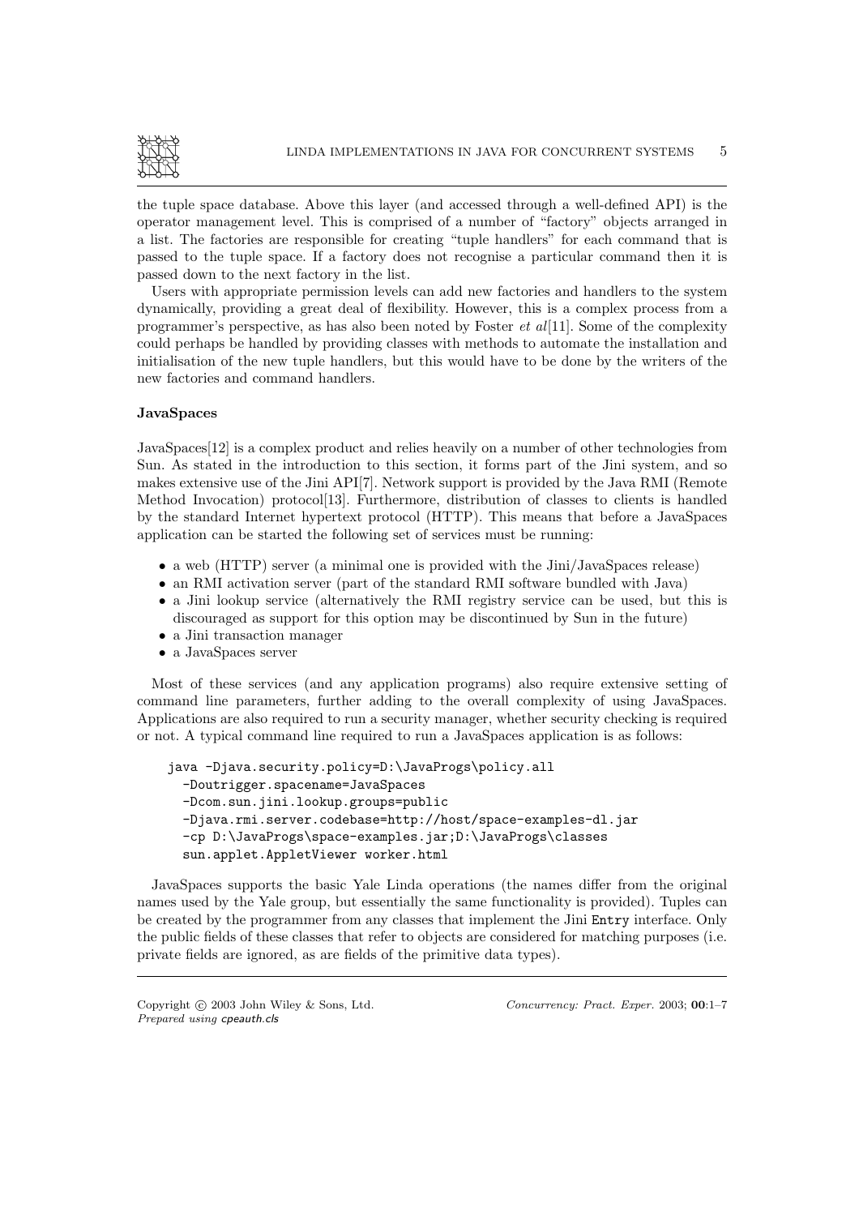the tuple space database. Above this layer (and accessed through a well-defined API) is the operator management level. This is comprised of a number of "factory" objects arranged in a list. The factories are responsible for creating "tuple handlers" for each command that is passed to the tuple space. If a factory does not recognise a particular command then it is passed down to the next factory in the list.

Users with appropriate permission levels can add new factories and handlers to the system dynamically, providing a great deal of flexibility. However, this is a complex process from a programmer's perspective, as has also been noted by Foster *et al*[11]. Some of the complexity could perhaps be handled by providing classes with methods to automate the installation and initialisation of the new tuple handlers, but this would have to be done by the writers of the new factories and command handlers.

### JavaSpaces

JavaSpaces[12] is a complex product and relies heavily on a number of other technologies from Sun. As stated in the introduction to this section, it forms part of the Jini system, and so makes extensive use of the Jini API[7]. Network support is provided by the Java RMI (Remote Method Invocation) protocol[13]. Furthermore, distribution of classes to clients is handled by the standard Internet hypertext protocol (HTTP). This means that before a JavaSpaces application can be started the following set of services must be running:

- a web (HTTP) server (a minimal one is provided with the Jini/JavaSpaces release)
- an RMI activation server (part of the standard RMI software bundled with Java)
- a Jini lookup service (alternatively the RMI registry service can be used, but this is discouraged as support for this option may be discontinued by Sun in the future)
- a Jini transaction manager
- a JavaSpaces server

Most of these services (and any application programs) also require extensive setting of command line parameters, further adding to the overall complexity of using JavaSpaces. Applications are also required to run a security manager, whether security checking is required or not. A typical command line required to run a JavaSpaces application is as follows:

```
java -Djava.security.policy=D:\JavaProgs\policy.all
  -Doutrigger.spacename=JavaSpaces
  -Dcom.sun.jini.lookup.groups=public
  -Djava.rmi.server.codebase=http://host/space-examples-dl.jar
  -cp D:\JavaProgs\space-examples.jar;D:\JavaProgs\classes
  sun.applet.AppletViewer worker.html
```

JavaSpaces supports the basic Yale Linda operations (the names differ from the original names used by the Yale group, but essentially the same functionality is provided). Tuples can be created by the programmer from any classes that implement the Jini `Entry` interface. Only the public fields of these classes that refer to objects are considered for matching purposes (i.e. private fields are ignored, as are fields of the primitive data types).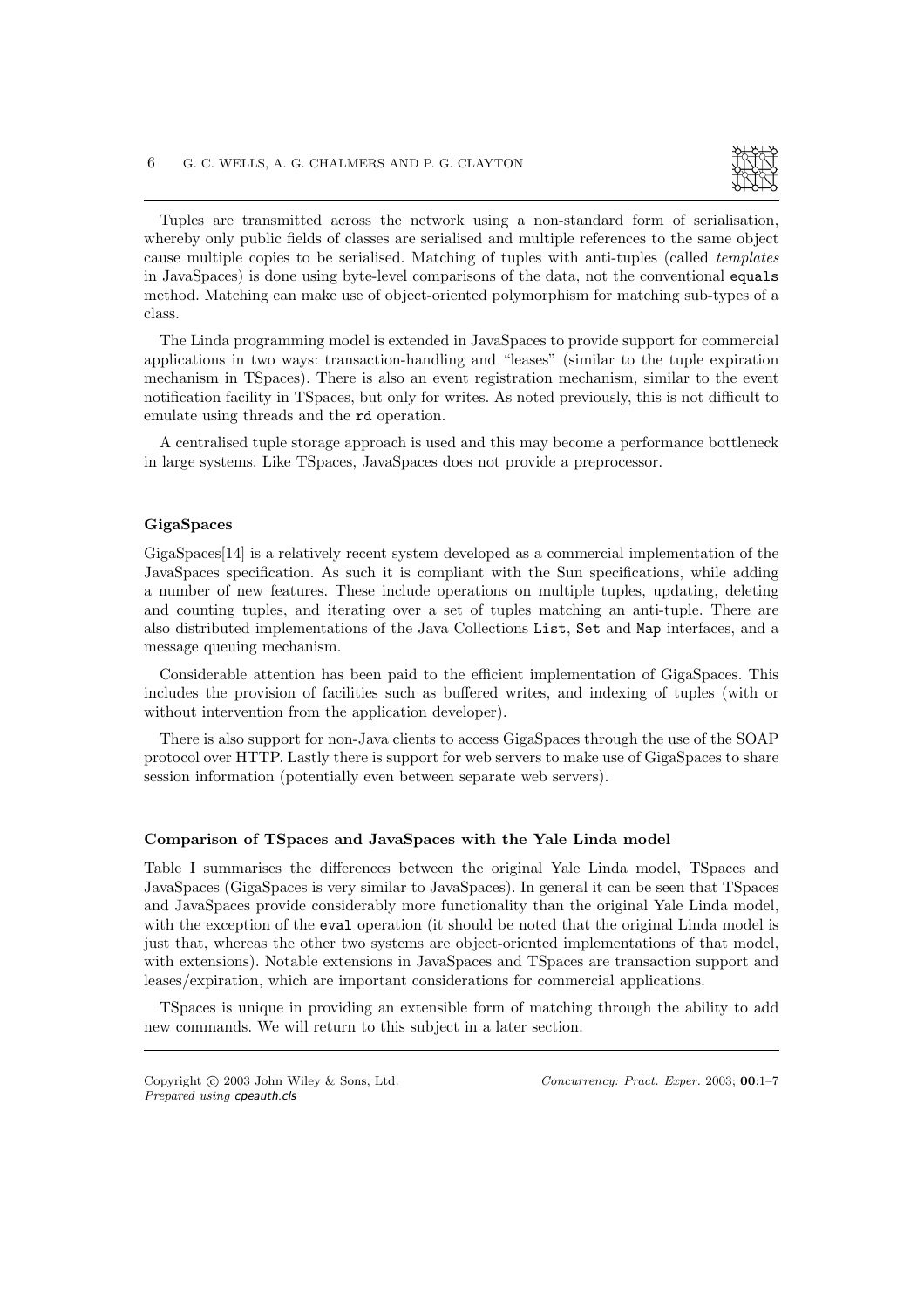Tuples are transmitted across the network using a non-standard form of serialisation, whereby only public fields of classes are serialised and multiple references to the same object cause multiple copies to be serialised. Matching of tuples with anti-tuples (called *templates* in JavaSpaces) is done using byte-level comparisons of the data, not the conventional `equals` method. Matching can make use of object-oriented polymorphism for matching sub-types of a class.

The Linda programming model is extended in JavaSpaces to provide support for commercial applications in two ways: transaction-handling and "leases" (similar to the tuple expiration mechanism in TSpaces). There is also an event registration mechanism, similar to the event notification facility in TSpaces, but only for writes. As noted previously, this is not difficult to emulate using threads and the `rd` operation.

A centralised tuple storage approach is used and this may become a performance bottleneck in large systems. Like TSpaces, JavaSpaces does not provide a preprocessor.

### GigaSpaces

GigaSpaces[14] is a relatively recent system developed as a commercial implementation of the JavaSpaces specification. As such it is compliant with the Sun specifications, while adding a number of new features. These include operations on multiple tuples, updating, deleting and counting tuples, and iterating over a set of tuples matching an anti-tuple. There are also distributed implementations of the Java Collections `List`, `Set` and `Map` interfaces, and a message queuing mechanism.

Considerable attention has been paid to the efficient implementation of GigaSpaces. This includes the provision of facilities such as buffered writes, and indexing of tuples (with or without intervention from the application developer).

There is also support for non-Java clients to access GigaSpaces through the use of the SOAP protocol over HTTP. Lastly there is support for web servers to make use of GigaSpaces to share session information (potentially even between separate web servers).

### Comparison of TSpaces and JavaSpaces with the Yale Linda model

Table I summarises the differences between the original Yale Linda model, TSpaces and JavaSpaces (GigaSpaces is very similar to JavaSpaces). In general it can be seen that TSpaces and JavaSpaces provide considerably more functionality than the original Yale Linda model, with the exception of the `eval` operation (it should be noted that the original Linda model is just that, whereas the other two systems are object-oriented implementations of that model, with extensions). Notable extensions in JavaSpaces and TSpaces are transaction support and leases/expiration, which are important considerations for commercial applications.

TSpaces is unique in providing an extensible form of matching through the ability to add new commands. We will return to this subject in a later section.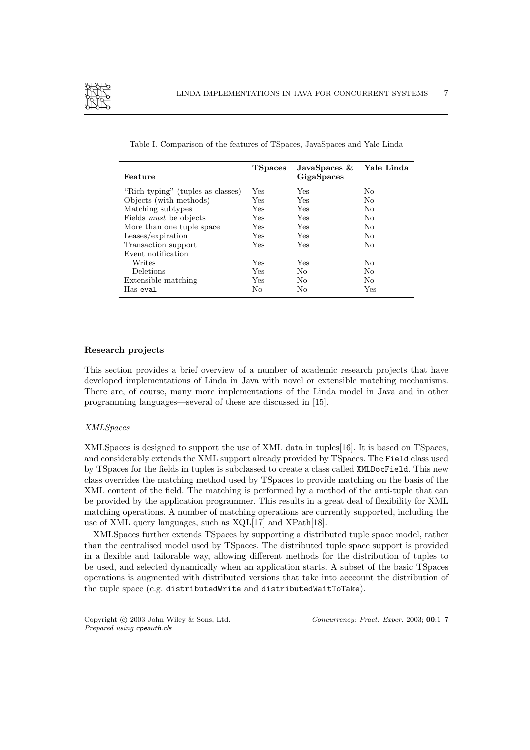Table I. Comparison of the features of TSpaces, JavaSpaces and Yale Linda

| Feature | TSpaces | JavaSpaces & GigaSpaces | Yale Linda |
|---|---|---|---|
| "Rich typing" (tuples as classes) | Yes | Yes | No |
| Objects (with methods) | Yes | Yes | No |
| Matching subtypes | Yes | Yes | No |
| Fields *must* be objects | Yes | Yes | No |
| More than one tuple space | Yes | Yes | No |
| Leases/expiration | Yes | Yes | No |
| Transaction support | Yes | Yes | No |
| Event notification | | | |
| Writes | Yes | Yes | No |
| Deletions | Yes | No | No |
| Extensible matching | Yes | No | No |
| Has `eval` | No | No | Yes |

### Research projects

This section provides a brief overview of a number of academic research projects that have developed implementations of Linda in Java with novel or extensible matching mechanisms. There are, of course, many more implementations of the Linda model in Java and in other programming languages—several of these are discussed in [15].

#### *XMLSpaces*

XMLSpaces is designed to support the use of XML data in tuples[16]. It is based on TSpaces, and considerably extends the XML support already provided by TSpaces. The `Field` class used by TSpaces for the fields in tuples is subclassed to create a class called `XMLDocField`. This new class overrides the matching method used by TSpaces to provide matching on the basis of the XML content of the field. The matching is performed by a method of the anti-tuple that can be provided by the application programmer. This results in a great deal of flexibility for XML matching operations. A number of matching operations are currently supported, including the use of XML query languages, such as XQL[17] and XPath[18].

XMLSpaces further extends TSpaces by supporting a distributed tuple space model, rather than the centralised model used by TSpaces. The distributed tuple space support is provided in a flexible and tailorable way, allowing different methods for the distribution of tuples to be used, and selected dynamically when an application starts. A subset of the basic TSpaces operations is augmented with distributed versions that take into acccount the distribution of the tuple space (e.g. `distributedWrite` and `distributedWaitToTake`).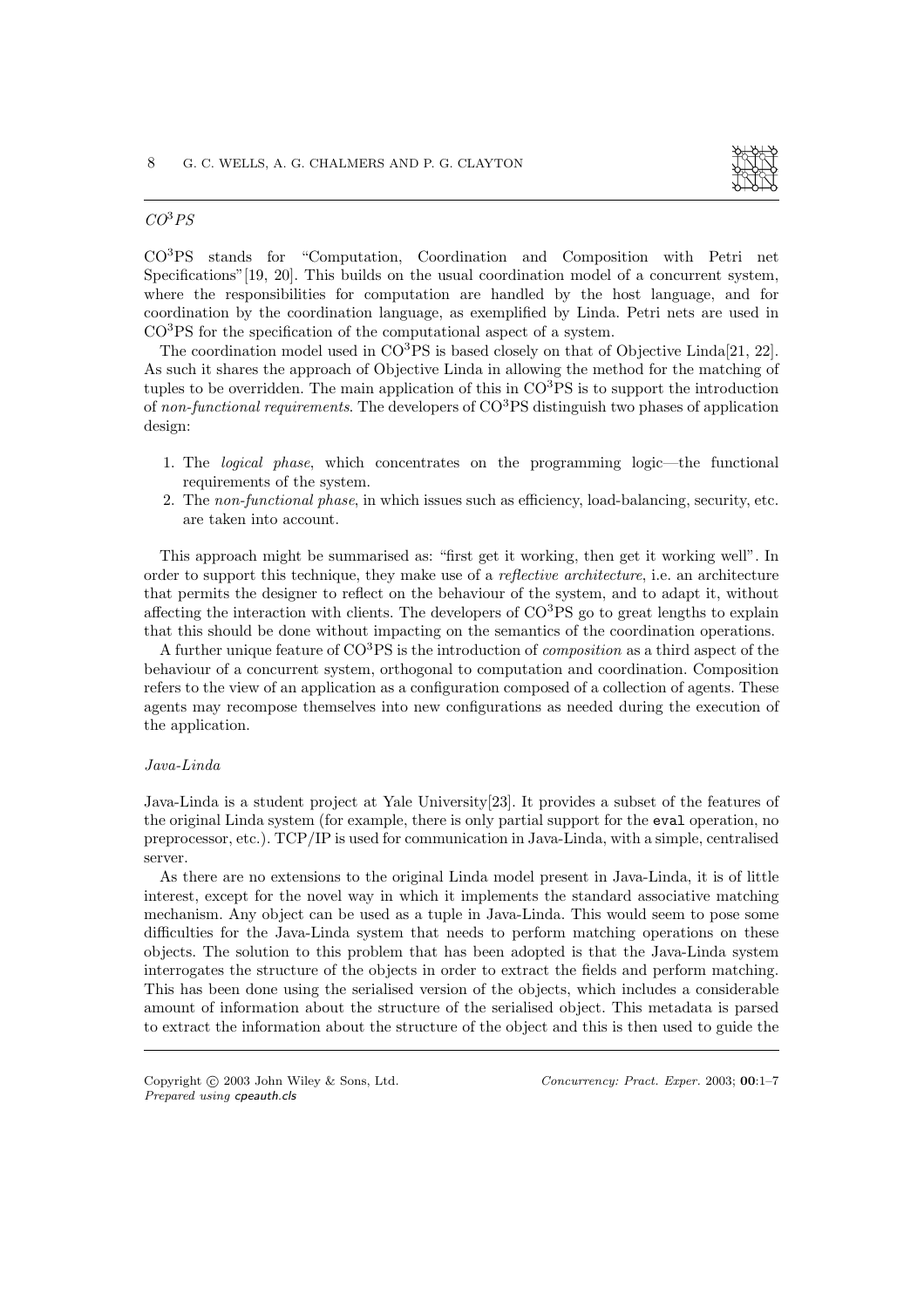### *CO$^3$PS*

CO$^3$PS stands for "Computation, Coordination and Composition with Petri net Specifications"[19, 20]. This builds on the usual coordination model of a concurrent system, where the responsibilities for computation are handled by the host language, and for coordination by the coordination language, as exemplified by Linda. Petri nets are used in CO$^3$PS for the specification of the computational aspect of a system.

The coordination model used in CO$^3$PS is based closely on that of Objective Linda[21, 22]. As such it shares the approach of Objective Linda in allowing the method for the matching of tuples to be overridden. The main application of this in CO$^3$PS is to support the introduction of *non-functional requirements*. The developers of CO$^3$PS distinguish two phases of application design:

1. The *logical phase*, which concentrates on the programming logic—the functional requirements of the system.
2. The *non-functional phase*, in which issues such as efficiency, load-balancing, security, etc. are taken into account.

This approach might be summarised as: "first get it working, then get it working well". In order to support this technique, they make use of a *reflective architecture*, i.e. an architecture that permits the designer to reflect on the behaviour of the system, and to adapt it, without affecting the interaction with clients. The developers of CO$^3$PS go to great lengths to explain that this should be done without impacting on the semantics of the coordination operations.

A further unique feature of CO$^3$PS is the introduction of *composition* as a third aspect of the behaviour of a concurrent system, orthogonal to computation and coordination. Composition refers to the view of an application as a configuration composed of a collection of agents. These agents may recompose themselves into new configurations as needed during the execution of the application.

### *Java-Linda*

Java-Linda is a student project at Yale University[23]. It provides a subset of the features of the original Linda system (for example, there is only partial support for the `eval` operation, no preprocessor, etc.). TCP/IP is used for communication in Java-Linda, with a simple, centralised server.

As there are no extensions to the original Linda model present in Java-Linda, it is of little interest, except for the novel way in which it implements the standard associative matching mechanism. Any object can be used as a tuple in Java-Linda. This would seem to pose some difficulties for the Java-Linda system that needs to perform matching operations on these objects. The solution to this problem that has been adopted is that the Java-Linda system interrogates the structure of the objects in order to extract the fields and perform matching. This has been done using the serialised version of the objects, which includes a considerable amount of information about the structure of the serialised object. This metadata is parsed to extract the information about the structure of the object and this is then used to guide the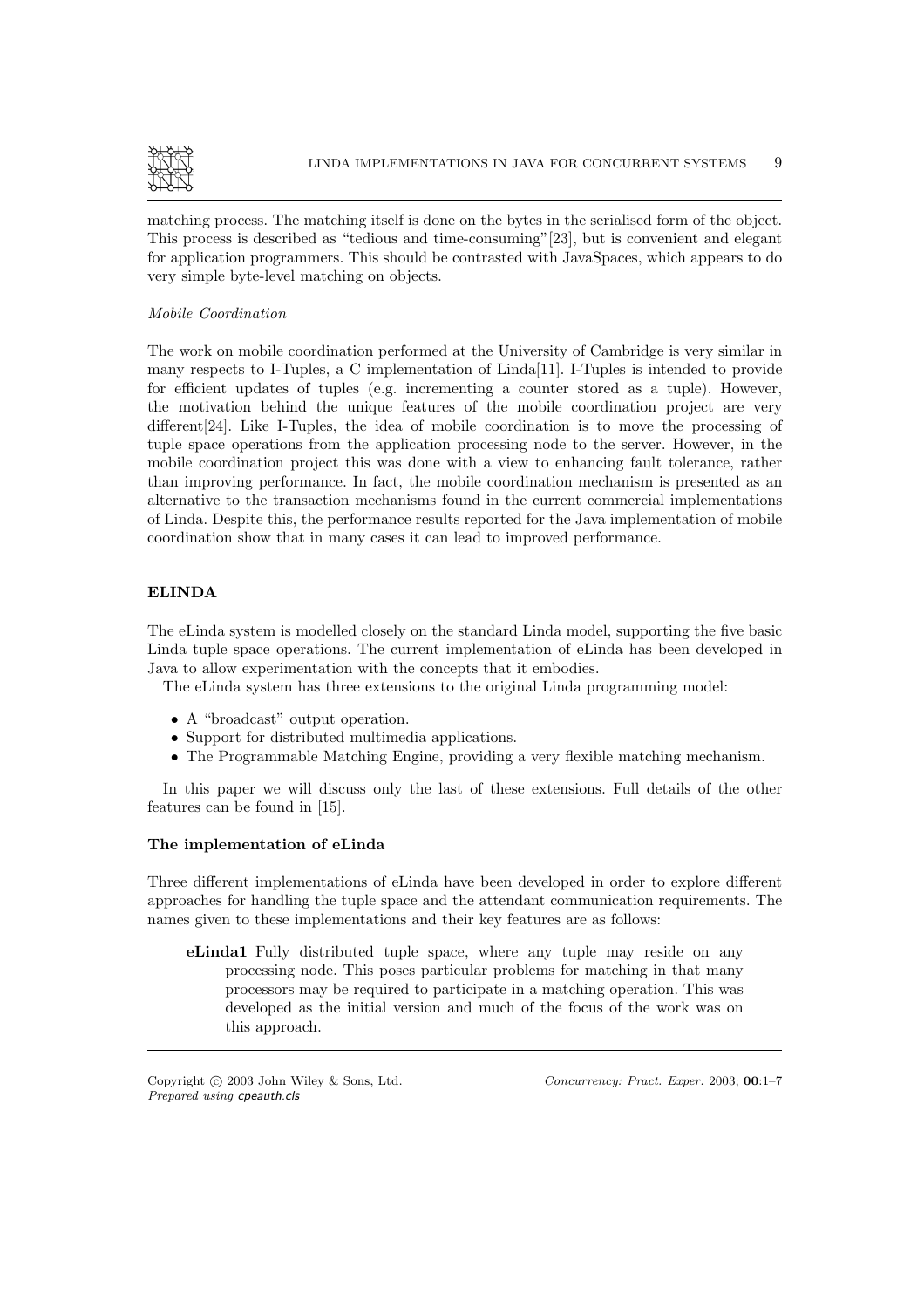matching process. The matching itself is done on the bytes in the serialised form of the object. This process is described as "tedious and time-consuming"[23], but is convenient and elegant for application programmers. This should be contrasted with JavaSpaces, which appears to do very simple byte-level matching on objects.

*Mobile Coordination*

The work on mobile coordination performed at the University of Cambridge is very similar in many respects to I-Tuples, a C implementation of Linda[11]. I-Tuples is intended to provide for efficient updates of tuples (e.g. incrementing a counter stored as a tuple). However, the motivation behind the unique features of the mobile coordination project are very different[24]. Like I-Tuples, the idea of mobile coordination is to move the processing of tuple space operations from the application processing node to the server. However, in the mobile coordination project this was done with a view to enhancing fault tolerance, rather than improving performance. In fact, the mobile coordination mechanism is presented as an alternative to the transaction mechanisms found in the current commercial implementations of Linda. Despite this, the performance results reported for the Java implementation of mobile coordination show that in many cases it can lead to improved performance.

## ELINDA

The eLinda system is modelled closely on the standard Linda model, supporting the five basic Linda tuple space operations. The current implementation of eLinda has been developed in Java to allow experimentation with the concepts that it embodies.

The eLinda system has three extensions to the original Linda programming model:

- A "broadcast" output operation.
- Support for distributed multimedia applications.
- The Programmable Matching Engine, providing a very flexible matching mechanism.

In this paper we will discuss only the last of these extensions. Full details of the other features can be found in [15].

### The implementation of eLinda

Three different implementations of eLinda have been developed in order to explore different approaches for handling the tuple space and the attendant communication requirements. The names given to these implementations and their key features are as follows:

**eLinda1** Fully distributed tuple space, where any tuple may reside on any processing node. This poses particular problems for matching in that many processors may be required to participate in a matching operation. This was developed as the initial version and much of the focus of the work was on this approach.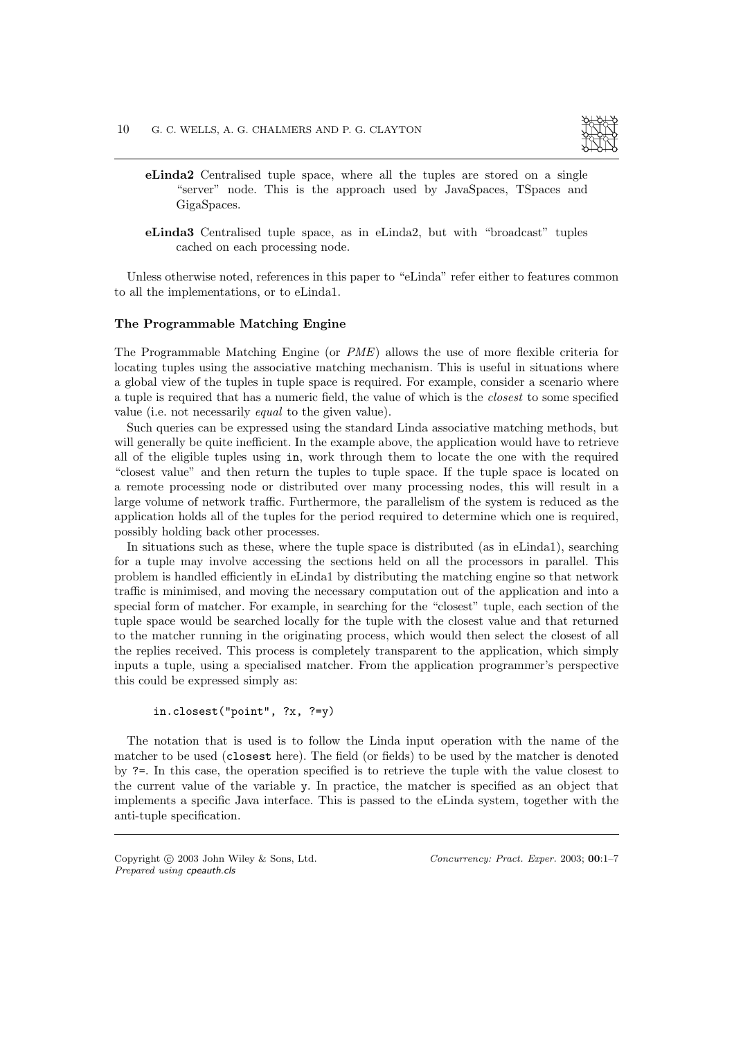**eLinda2** Centralised tuple space, where all the tuples are stored on a single "server" node. This is the approach used by JavaSpaces, TSpaces and GigaSpaces.

**eLinda3** Centralised tuple space, as in eLinda2, but with "broadcast" tuples cached on each processing node.

Unless otherwise noted, references in this paper to "eLinda" refer either to features common to all the implementations, or to eLinda1.

### The Programmable Matching Engine

The Programmable Matching Engine (or *PME*) allows the use of more flexible criteria for locating tuples using the associative matching mechanism. This is useful in situations where a global view of the tuples in tuple space is required. For example, consider a scenario where a tuple is required that has a numeric field, the value of which is the *closest* to some specified value (i.e. not necessarily *equal* to the given value).

Such queries can be expressed using the standard Linda associative matching methods, but will generally be quite inefficient. In the example above, the application would have to retrieve all of the eligible tuples using `in`, work through them to locate the one with the required "closest value" and then return the tuples to tuple space. If the tuple space is located on a remote processing node or distributed over many processing nodes, this will result in a large volume of network traffic. Furthermore, the parallelism of the system is reduced as the application holds all of the tuples for the period required to determine which one is required, possibly holding back other processes.

In situations such as these, where the tuple space is distributed (as in eLinda1), searching for a tuple may involve accessing the sections held on all the processors in parallel. This problem is handled efficiently in eLinda1 by distributing the matching engine so that network traffic is minimised, and moving the necessary computation out of the application and into a special form of matcher. For example, in searching for the "closest" tuple, each section of the tuple space would be searched locally for the tuple with the closest value and that returned to the matcher running in the originating process, which would then select the closest of all the replies received. This process is completely transparent to the application, which simply inputs a tuple, using a specialised matcher. From the application programmer's perspective this could be expressed simply as:

```
in.closest("point", ?x, ?=y)
```

The notation that is used is to follow the Linda input operation with the name of the matcher to be used (`closest` here). The field (or fields) to be used by the matcher is denoted by `?=`. In this case, the operation specified is to retrieve the tuple with the value closest to the current value of the variable `y`. In practice, the matcher is specified as an object that implements a specific Java interface. This is passed to the eLinda system, together with the anti-tuple specification.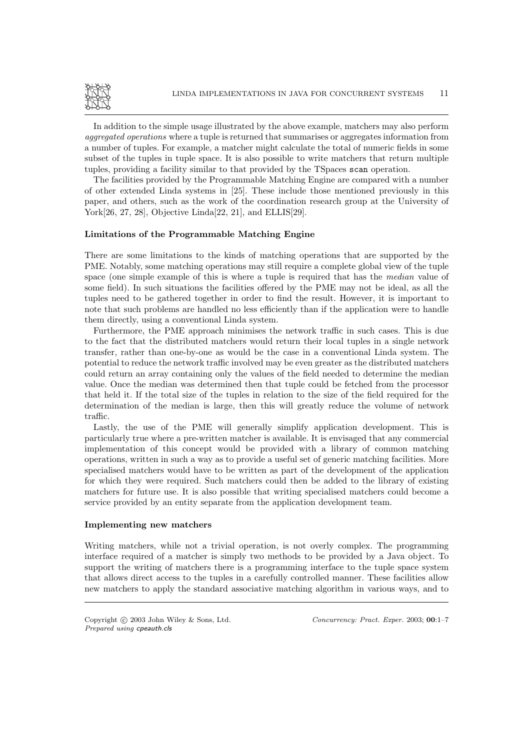In addition to the simple usage illustrated by the above example, matchers may also perform *aggregated operations* where a tuple is returned that summarises or aggregates information from a number of tuples. For example, a matcher might calculate the total of numeric fields in some subset of the tuples in tuple space. It is also possible to write matchers that return multiple tuples, providing a facility similar to that provided by the TSpaces `scan` operation.

The facilities provided by the Programmable Matching Engine are compared with a number of other extended Linda systems in [25]. These include those mentioned previously in this paper, and others, such as the work of the coordination research group at the University of York[26, 27, 28], Objective Linda[22, 21], and ELLIS[29].

**Limitations of the Programmable Matching Engine**

There are some limitations to the kinds of matching operations that are supported by the PME. Notably, some matching operations may still require a complete global view of the tuple space (one simple example of this is where a tuple is required that has the *median* value of some field). In such situations the facilities offered by the PME may not be ideal, as all the tuples need to be gathered together in order to find the result. However, it is important to note that such problems are handled no less efficiently than if the application were to handle them directly, using a conventional Linda system.

Furthermore, the PME approach minimises the network traffic in such cases. This is due to the fact that the distributed matchers would return their local tuples in a single network transfer, rather than one-by-one as would be the case in a conventional Linda system. The potential to reduce the network traffic involved may be even greater as the distributed matchers could return an array containing only the values of the field needed to determine the median value. Once the median was determined then that tuple could be fetched from the processor that held it. If the total size of the tuples in relation to the size of the field required for the determination of the median is large, then this will greatly reduce the volume of network traffic.

Lastly, the use of the PME will generally simplify application development. This is particularly true where a pre-written matcher is available. It is envisaged that any commercial implementation of this concept would be provided with a library of common matching operations, written in such a way as to provide a useful set of generic matching facilities. More specialised matchers would have to be written as part of the development of the application for which they were required. Such matchers could then be added to the library of existing matchers for future use. It is also possible that writing specialised matchers could become a service provided by an entity separate from the application development team.

**Implementing new matchers**

Writing matchers, while not a trivial operation, is not overly complex. The programming interface required of a matcher is simply two methods to be provided by a Java object. To support the writing of matchers there is a programming interface to the tuple space system that allows direct access to the tuples in a carefully controlled manner. These facilities allow new matchers to apply the standard associative matching algorithm in various ways, and to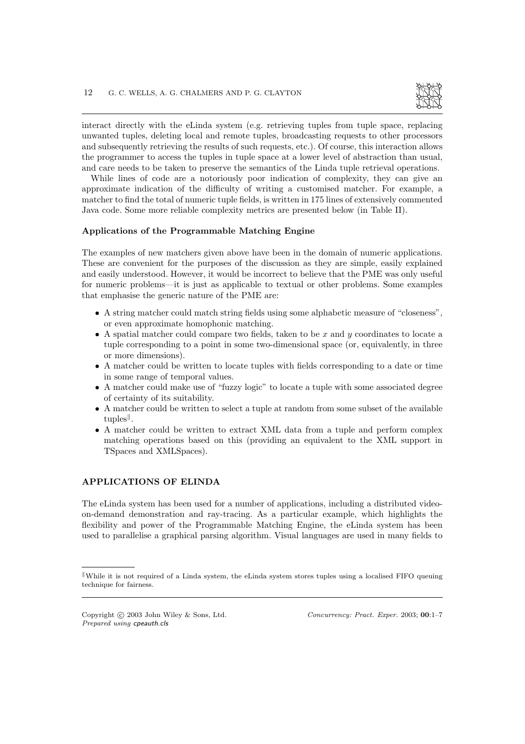interact directly with the eLinda system (e.g. retrieving tuples from tuple space, replacing unwanted tuples, deleting local and remote tuples, broadcasting requests to other processors and subsequently retrieving the results of such requests, etc.). Of course, this interaction allows the programmer to access the tuples in tuple space at a lower level of abstraction than usual, and care needs to be taken to preserve the semantics of the Linda tuple retrieval operations.

While lines of code are a notoriously poor indication of complexity, they can give an approximate indication of the difficulty of writing a customised matcher. For example, a matcher to find the total of numeric tuple fields, is written in 175 lines of extensively commented Java code. Some more reliable complexity metrics are presented below (in Table II).

**Applications of the Programmable Matching Engine**

The examples of new matchers given above have been in the domain of numeric applications. These are convenient for the purposes of the discussion as they are simple, easily explained and easily understood. However, it would be incorrect to believe that the PME was only useful for numeric problems—it is just as applicable to textual or other problems. Some examples that emphasise the generic nature of the PME are:

- A string matcher could match string fields using some alphabetic measure of "closeness", or even approximate homophonic matching.
- A spatial matcher could compare two fields, taken to be $x$ and $y$ coordinates to locate a tuple corresponding to a point in some two-dimensional space (or, equivalently, in three or more dimensions).
- A matcher could be written to locate tuples with fields corresponding to a date or time in some range of temporal values.
- A matcher could make use of "fuzzy logic" to locate a tuple with some associated degree of certainty of its suitability.
- A matcher could be written to select a tuple at random from some subset of the available tuples[‖].
- A matcher could be written to extract XML data from a tuple and perform complex matching operations based on this (providing an equivalent to the XML support in TSpaces and XMLSpaces).

## APPLICATIONS OF ELINDA

The eLinda system has been used for a number of applications, including a distributed video-on-demand demonstration and ray-tracing. As a particular example, which highlights the flexibility and power of the Programmable Matching Engine, the eLinda system has been used to parallelise a graphical parsing algorithm. Visual languages are used in many fields to

[‖] While it is not required of a Linda system, the eLinda system stores tuples using a localised FIFO queuing technique for fairness.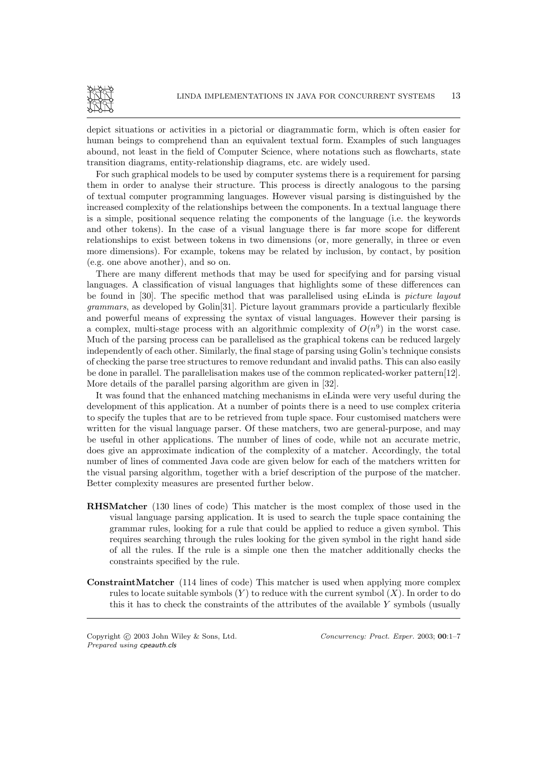depict situations or activities in a pictorial or diagrammatic form, which is often easier for human beings to comprehend than an equivalent textual form. Examples of such languages abound, not least in the field of Computer Science, where notations such as flowcharts, state transition diagrams, entity-relationship diagrams, etc. are widely used.

For such graphical models to be used by computer systems there is a requirement for parsing them in order to analyse their structure. This process is directly analogous to the parsing of textual computer programming languages. However visual parsing is distinguished by the increased complexity of the relationships between the components. In a textual language there is a simple, positional sequence relating the components of the language (i.e. the keywords and other tokens). In the case of a visual language there is far more scope for different relationships to exist between tokens in two dimensions (or, more generally, in three or even more dimensions). For example, tokens may be related by inclusion, by contact, by position (e.g. one above another), and so on.

There are many different methods that may be used for specifying and for parsing visual languages. A classification of visual languages that highlights some of these differences can be found in [30]. The specific method that was parallelised using eLinda is *picture layout grammars*, as developed by Golin[31]. Picture layout grammars provide a particularly flexible and powerful means of expressing the syntax of visual languages. However their parsing is a complex, multi-stage process with an algorithmic complexity of $O(n^9)$ in the worst case. Much of the parsing process can be parallelised as the graphical tokens can be reduced largely independently of each other. Similarly, the final stage of parsing using Golin's technique consists of checking the parse tree structures to remove redundant and invalid paths. This can also easily be done in parallel. The parallelisation makes use of the common replicated-worker pattern[12]. More details of the parallel parsing algorithm are given in [32].

It was found that the enhanced matching mechanisms in eLinda were very useful during the development of this application. At a number of points there is a need to use complex criteria to specify the tuples that are to be retrieved from tuple space. Four customised matchers were written for the visual language parser. Of these matchers, two are general-purpose, and may be useful in other applications. The number of lines of code, while not an accurate metric, does give an approximate indication of the complexity of a matcher. Accordingly, the total number of lines of commented Java code are given below for each of the matchers written for the visual parsing algorithm, together with a brief description of the purpose of the matcher. Better complexity measures are presented further below.

**RHSMatcher** (130 lines of code) This matcher is the most complex of those used in the visual language parsing application. It is used to search the tuple space containing the grammar rules, looking for a rule that could be applied to reduce a given symbol. This requires searching through the rules looking for the given symbol in the right hand side of all the rules. If the rule is a simple one then the matcher additionally checks the constraints specified by the rule.

**ConstraintMatcher** (114 lines of code) This matcher is used when applying more complex rules to locate suitable symbols ($Y$) to reduce with the current symbol ($X$). In order to do this it has to check the constraints of the attributes of the available $Y$ symbols (usually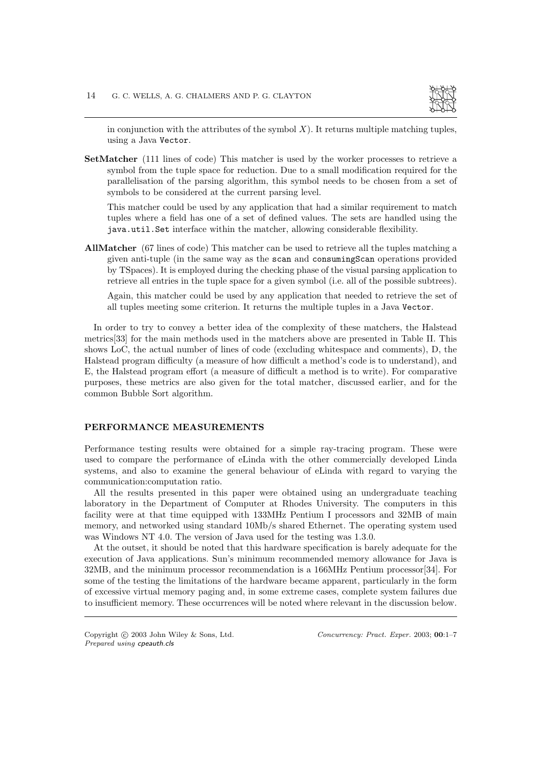in conjunction with the attributes of the symbol $X$). It returns multiple matching tuples, using a Java `Vector`.

**SetMatcher** (111 lines of code) This matcher is used by the worker processes to retrieve a symbol from the tuple space for reduction. Due to a small modification required for the parallelisation of the parsing algorithm, this symbol needs to be chosen from a set of symbols to be considered at the current parsing level.

This matcher could be used by any application that had a similar requirement to match tuples where a field has one of a set of defined values. The sets are handled using the `java.util.Set` interface within the matcher, allowing considerable flexibility.

**AllMatcher** (67 lines of code) This matcher can be used to retrieve all the tuples matching a given anti-tuple (in the same way as the `scan` and `consumingScan` operations provided by TSpaces). It is employed during the checking phase of the visual parsing application to retrieve all entries in the tuple space for a given symbol (i.e. all of the possible subtrees).

Again, this matcher could be used by any application that needed to retrieve the set of all tuples meeting some criterion. It returns the multiple tuples in a Java `Vector`.

In order to try to convey a better idea of the complexity of these matchers, the Halstead metrics[33] for the main methods used in the matchers above are presented in Table II. This shows LoC, the actual number of lines of code (excluding whitespace and comments), D, the Halstead program difficulty (a measure of how difficult a method's code is to understand), and E, the Halstead program effort (a measure of difficult a method is to write). For comparative purposes, these metrics are also given for the total matcher, discussed earlier, and for the common Bubble Sort algorithm.

## PERFORMANCE MEASUREMENTS

Performance testing results were obtained for a simple ray-tracing program. These were used to compare the performance of eLinda with the other commercially developed Linda systems, and also to examine the general behaviour of eLinda with regard to varying the communication:computation ratio.

All the results presented in this paper were obtained using an undergraduate teaching laboratory in the Department of Computer at Rhodes University. The computers in this facility were at that time equipped with 133MHz Pentium I processors and 32MB of main memory, and networked using standard 10Mb/s shared Ethernet. The operating system used was Windows NT 4.0. The version of Java used for the testing was 1.3.0.

At the outset, it should be noted that this hardware specification is barely adequate for the execution of Java applications. Sun's minimum recommended memory allowance for Java is 32MB, and the minimum processor recommendation is a 166MHz Pentium processor[34]. For some of the testing the limitations of the hardware became apparent, particularly in the form of excessive virtual memory paging and, in some extreme cases, complete system failures due to insufficient memory. These occurrences will be noted where relevant in the discussion below.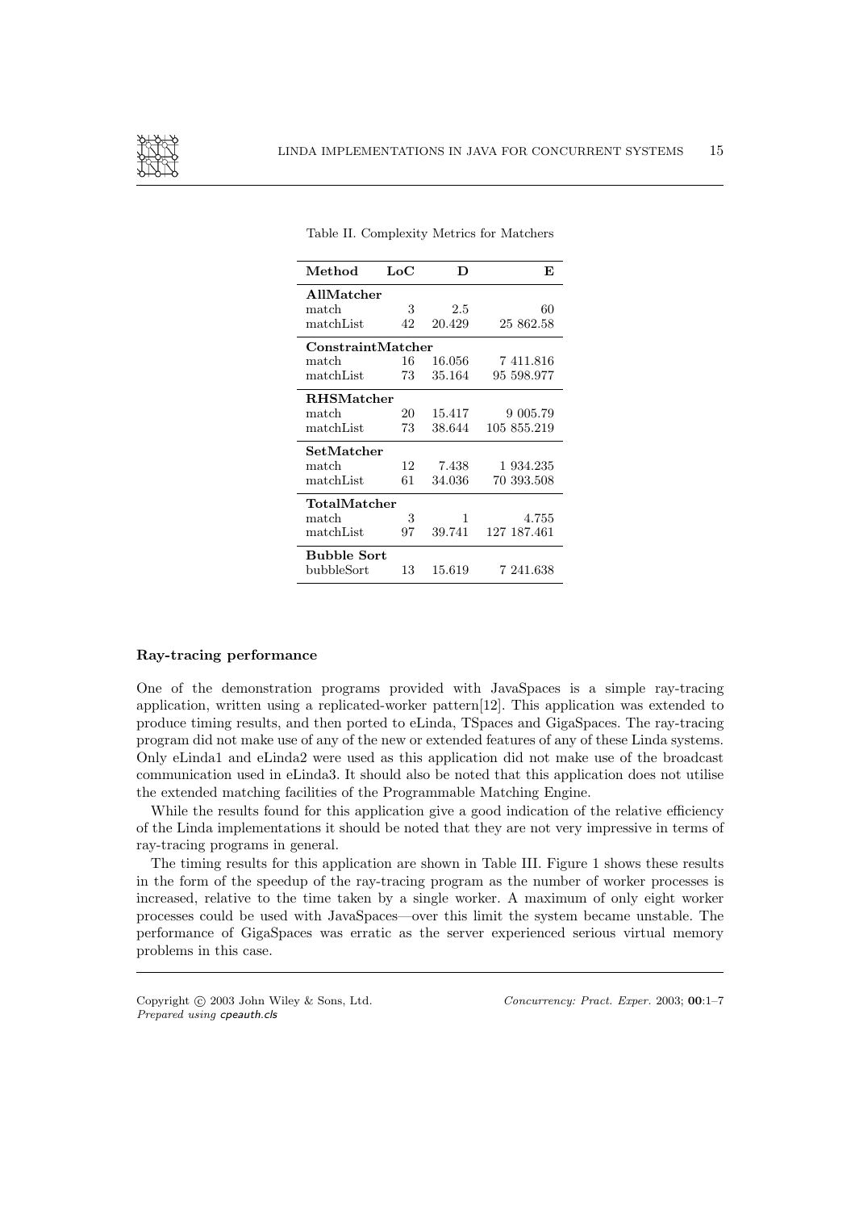Table II. Complexity Metrics for Matchers

| Method | LoC | D | E |
|---|---|---|---|
| **AllMatcher** | | | |
| match | 3 | 2.5 | 60 |
| matchList | 42 | 20.429 | 25 862.58 |
| **ConstraintMatcher** | | | |
| match | 16 | 16.056 | 7 411.816 |
| matchList | 73 | 35.164 | 95 598.977 |
| **RHSMatcher** | | | |
| match | 20 | 15.417 | 9 005.79 |
| matchList | 73 | 38.644 | 105 855.219 |
| **SetMatcher** | | | |
| match | 12 | 7.438 | 1 934.235 |
| matchList | 61 | 34.036 | 70 393.508 |
| **TotalMatcher** | | | |
| match | 3 | 1 | 4.755 |
| matchList | 97 | 39.741 | 127 187.461 |
| **Bubble Sort** | | | |
| bubbleSort | 13 | 15.619 | 7 241.638 |

### Ray-tracing performance

One of the demonstration programs provided with JavaSpaces is a simple ray-tracing application, written using a replicated-worker pattern[12]. This application was extended to produce timing results, and then ported to eLinda, TSpaces and GigaSpaces. The ray-tracing program did not make use of any of the new or extended features of any of these Linda systems. Only eLinda1 and eLinda2 were used as this application did not make use of the broadcast communication used in eLinda3. It should also be noted that this application does not utilise the extended matching facilities of the Programmable Matching Engine.

While the results found for this application give a good indication of the relative efficiency of the Linda implementations it should be noted that they are not very impressive in terms of ray-tracing programs in general.

The timing results for this application are shown in Table III. Figure 1 shows these results in the form of the speedup of the ray-tracing program as the number of worker processes is increased, relative to the time taken by a single worker. A maximum of only eight worker processes could be used with JavaSpaces—over this limit the system became unstable. The performance of GigaSpaces was erratic as the server experienced serious virtual memory problems in this case.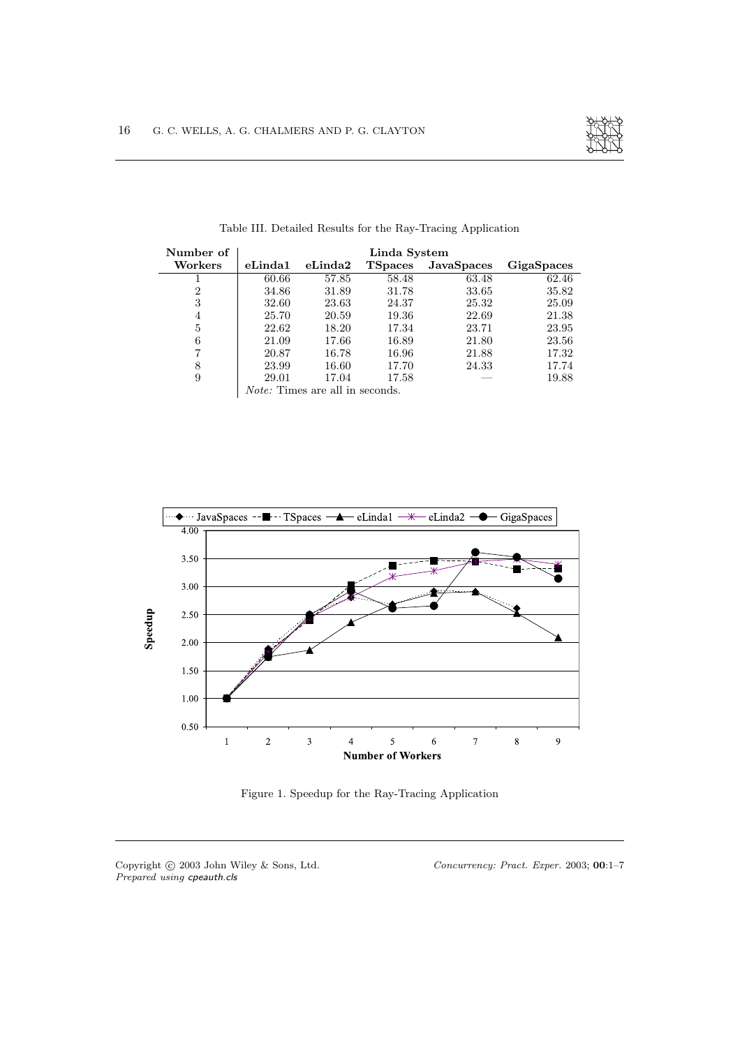Table III. Detailed Results for the Ray-Tracing Application

| Number of Workers | Linda System | | | | |
|---|---|---|---|---|---|
| | **eLinda1** | **eLinda2** | **TSpaces** | **JavaSpaces** | **GigaSpaces** |
| 1 | 60.66 | 57.85 | 58.48 | 63.48 | 62.46 |
| 2 | 34.86 | 31.89 | 31.78 | 33.65 | 35.82 |
| 3 | 32.60 | 23.63 | 24.37 | 25.32 | 25.09 |
| 4 | 25.70 | 20.59 | 19.36 | 22.69 | 21.38 |
| 5 | 22.62 | 18.20 | 17.34 | 23.71 | 23.95 |
| 6 | 21.09 | 17.66 | 16.89 | 21.80 | 23.56 |
| 7 | 20.87 | 16.78 | 16.96 | 21.88 | 17.32 |
| 8 | 23.99 | 16.60 | 17.70 | 24.33 | 17.74 |
| 9 | 29.01 | 17.04 | 17.58 | — | 19.88 |

*Note:* Times are all in seconds.

JavaSpaces TSpaces eLinda1 eLinda2 GigaSpaces

Speedup

4.00
3.50
3.00
2.50
2.00
1.50
1.00
0.50

1 2 3 4 5 6 7 8 9

Number of Workers

Figure 1. Speedup for the Ray-Tracing Application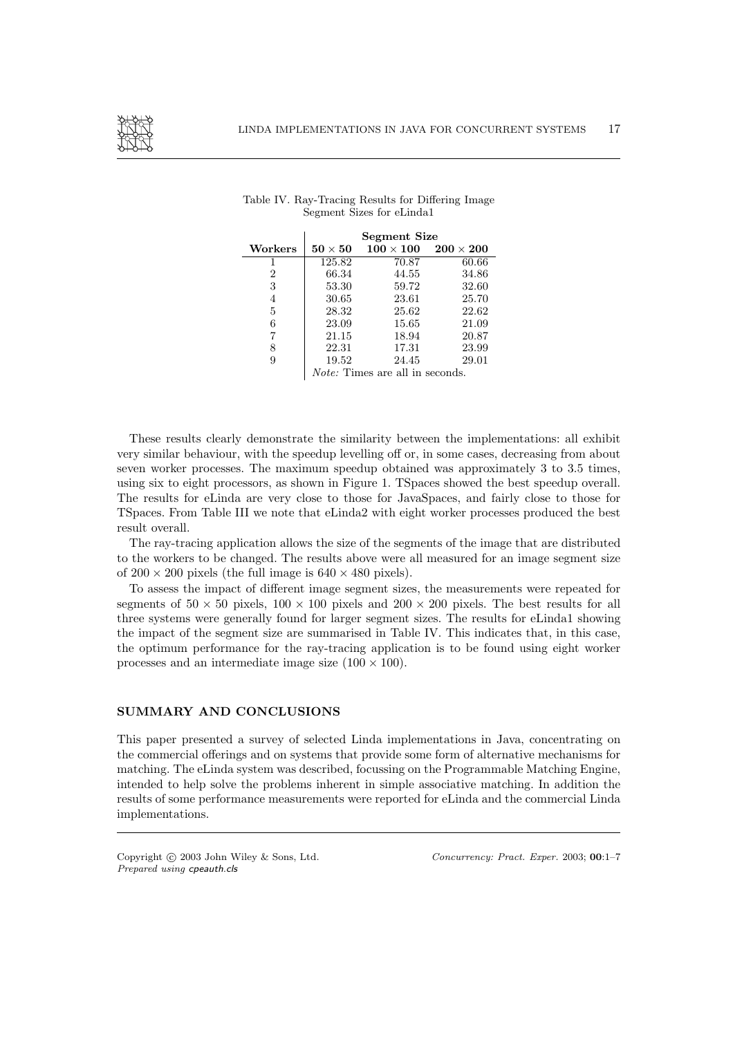Table IV. Ray-Tracing Results for Differing Image Segment Sizes for eLinda1

| | Segment Size | | |
|---|---|---|---|
| **Workers** | $50 \times 50$ | $100 \times 100$ | $200 \times 200$ |
| 1 | 125.82 | 70.87 | 60.66 |
| 2 | 66.34 | 44.55 | 34.86 |
| 3 | 53.30 | 59.72 | 32.60 |
| 4 | 30.65 | 23.61 | 25.70 |
| 5 | 28.32 | 25.62 | 22.62 |
| 6 | 23.09 | 15.65 | 21.09 |
| 7 | 21.15 | 18.94 | 20.87 |
| 8 | 22.31 | 17.31 | 23.99 |
| 9 | 19.52 | 24.45 | 29.01 |

*Note:* Times are all in seconds.

These results clearly demonstrate the similarity between the implementations: all exhibit very similar behaviour, with the speedup levelling off or, in some cases, decreasing from about seven worker processes. The maximum speedup obtained was approximately 3 to 3.5 times, using six to eight processors, as shown in Figure 1. TSpaces showed the best speedup overall. The results for eLinda are very close to those for JavaSpaces, and fairly close to those for TSpaces. From Table III we note that eLinda2 with eight worker processes produced the best result overall.

The ray-tracing application allows the size of the segments of the image that are distributed to the workers to be changed. The results above were all measured for an image segment size of $200 \times 200$ pixels (the full image is $640 \times 480$ pixels).

To assess the impact of different image segment sizes, the measurements were repeated for segments of $50 \times 50$ pixels, $100 \times 100$ pixels and $200 \times 200$ pixels. The best results for all three systems were generally found for larger segment sizes. The results for eLinda1 showing the impact of the segment size are summarised in Table IV. This indicates that, in this case, the optimum performance for the ray-tracing application is to be found using eight worker processes and an intermediate image size ($100 \times 100$).

## SUMMARY AND CONCLUSIONS

This paper presented a survey of selected Linda implementations in Java, concentrating on the commercial offerings and on systems that provide some form of alternative mechanisms for matching. The eLinda system was described, focussing on the Programmable Matching Engine, intended to help solve the problems inherent in simple associative matching. In addition the results of some performance measurements were reported for eLinda and the commercial Linda implementations.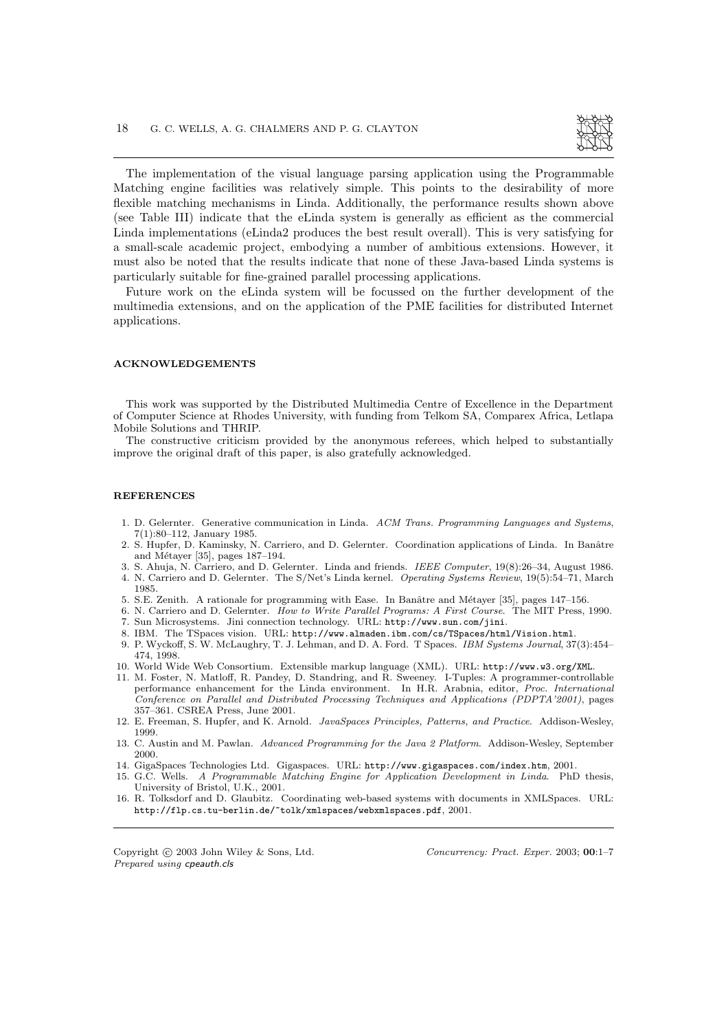The implementation of the visual language parsing application using the Programmable Matching engine facilities was relatively simple. This points to the desirability of more flexible matching mechanisms in Linda. Additionally, the performance results shown above (see Table III) indicate that the eLinda system is generally as efficient as the commercial Linda implementations (eLinda2 produces the best result overall). This is very satisfying for a small-scale academic project, embodying a number of ambitious extensions. However, it must also be noted that the results indicate that none of these Java-based Linda systems is particularly suitable for fine-grained parallel processing applications.

Future work on the eLinda system will be focussed on the further development of the multimedia extensions, and on the application of the PME facilities for distributed Internet applications.

### ACKNOWLEDGEMENTS

This work was supported by the Distributed Multimedia Centre of Excellence in the Department of Computer Science at Rhodes University, with funding from Telkom SA, Comparex Africa, Letlapa Mobile Solutions and THRIP.

The constructive criticism provided by the anonymous referees, which helped to substantially improve the original draft of this paper, is also gratefully acknowledged.

### REFERENCES

1. D. Gelernter. Generative communication in Linda. *ACM Trans. Programming Languages and Systems*, 7(1):80–112, January 1985.
2. S. Hupfer, D. Kaminsky, N. Carriero, and D. Gelernter. Coordination applications of Linda. In Banâtre and Métayer [35], pages 187–194.
3. S. Ahuja, N. Carriero, and D. Gelernter. Linda and friends. *IEEE Computer*, 19(8):26–34, August 1986.
4. N. Carriero and D. Gelernter. The S/Net's Linda kernel. *Operating Systems Review*, 19(5):54–71, March 1985.
5. S.E. Zenith. A rationale for programming with Ease. In Banâtre and Métayer [35], pages 147–156.
6. N. Carriero and D. Gelernter. *How to Write Parallel Programs: A First Course*. The MIT Press, 1990.
7. Sun Microsystems. Jini connection technology. URL: `http://www.sun.com/jini`.
8. IBM. The TSpaces vision. URL: `http://www.almaden.ibm.com/cs/TSpaces/html/Vision.html`.
9. P. Wyckoff, S. W. McLaughry, T. J. Lehman, and D. A. Ford. T Spaces. *IBM Systems Journal*, 37(3):454–474, 1998.
10. World Wide Web Consortium. Extensible markup language (XML). URL: `http://www.w3.org/XML`.
11. M. Foster, N. Matloff, R. Pandey, D. Standring, and R. Sweeney. I-Tuples: A programmer-controllable performance enhancement for the Linda environment. In H.R. Arabnia, editor, *Proc. International Conference on Parallel and Distributed Processing Techniques and Applications (PDPTA'2001)*, pages 357–361. CSREA Press, June 2001.
12. E. Freeman, S. Hupfer, and K. Arnold. *JavaSpaces Principles, Patterns, and Practice*. Addison-Wesley, 1999.
13. C. Austin and M. Pawlan. *Advanced Programming for the Java 2 Platform*. Addison-Wesley, September 2000.
14. GigaSpaces Technologies Ltd. Gigaspaces. URL: `http://www.gigaspaces.com/index.htm`, 2001.
15. G.C. Wells. *A Programmable Matching Engine for Application Development in Linda*. PhD thesis, University of Bristol, U.K., 2001.
16. R. Tolksdorf and D. Glaubitz. Coordinating web-based systems with documents in XMLSpaces. URL: `http://flp.cs.tu-berlin.de/~tolk/xmlspaces/webxmlspaces.pdf`, 2001.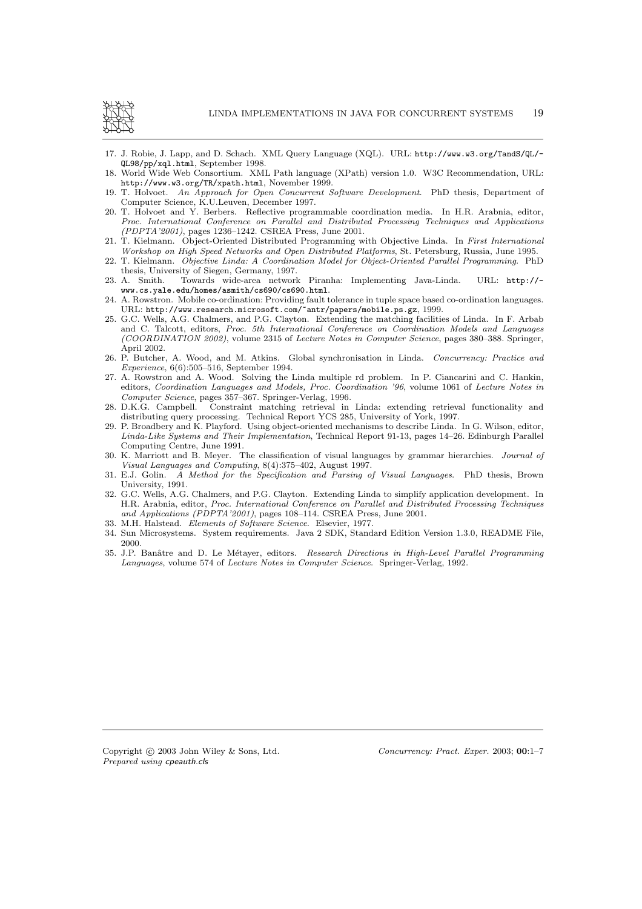17. J. Robie, J. Lapp, and D. Schach. XML Query Language (XQL). URL: http://www.w3.org/TandS/QL/QL98/pp/xql.html, September 1998.
18. World Wide Web Consortium. XML Path language (XPath) version 1.0. W3C Recommendation, URL: http://www.w3.org/TR/xpath.html, November 1999.
19. T. Holvoet. *An Approach for Open Concurrent Software Development*. PhD thesis, Department of Computer Science, K.U.Leuven, December 1997.
20. T. Holvoet and Y. Berbers. Reflective programmable coordination media. In H.R. Arabnia, editor, *Proc. International Conference on Parallel and Distributed Processing Techniques and Applications (PDPTA'2001)*, pages 1236–1242. CSREA Press, June 2001.
21. T. Kielmann. Object-Oriented Distributed Programming with Objective Linda. In *First International Workshop on High Speed Networks and Open Distributed Platforms*, St. Petersburg, Russia, June 1995.
22. T. Kielmann. *Objective Linda: A Coordination Model for Object-Oriented Parallel Programming*. PhD thesis, University of Siegen, Germany, 1997.
23. A. Smith. Towards wide-area network Piranha: Implementing Java-Linda. URL: http://www.cs.yale.edu/homes/asmith/cs690/cs690.html.
24. A. Rowstron. Mobile co-ordination: Providing fault tolerance in tuple space based co-ordination languages. URL: http://www.research.microsoft.com/~antr/papers/mobile.ps.gz, 1999.
25. G.C. Wells, A.G. Chalmers, and P.G. Clayton. Extending the matching facilities of Linda. In F. Arbab and C. Talcott, editors, *Proc. 5th International Conference on Coordination Models and Languages (COORDINATION 2002)*, volume 2315 of *Lecture Notes in Computer Science*, pages 380–388. Springer, April 2002.
26. P. Butcher, A. Wood, and M. Atkins. Global synchronisation in Linda. *Concurrency: Practice and Experience*, 6(6):505–516, September 1994.
27. A. Rowstron and A. Wood. Solving the Linda multiple rd problem. In P. Ciancarini and C. Hankin, editors, *Coordination Languages and Models, Proc. Coordination '96*, volume 1061 of *Lecture Notes in Computer Science*, pages 357–367. Springer-Verlag, 1996.
28. D.K.G. Campbell. Constraint matching retrieval in Linda: extending retrieval functionality and distributing query processing. Technical Report YCS 285, University of York, 1997.
29. P. Broadbery and K. Playford. Using object-oriented mechanisms to describe Linda. In G. Wilson, editor, *Linda-Like Systems and Their Implementation*, Technical Report 91-13, pages 14–26. Edinburgh Parallel Computing Centre, June 1991.
30. K. Marriott and B. Meyer. The classification of visual languages by grammar hierarchies. *Journal of Visual Languages and Computing*, 8(4):375–402, August 1997.
31. E.J. Golin. *A Method for the Specification and Parsing of Visual Languages*. PhD thesis, Brown University, 1991.
32. G.C. Wells, A.G. Chalmers, and P.G. Clayton. Extending Linda to simplify application development. In H.R. Arabnia, editor, *Proc. International Conference on Parallel and Distributed Processing Techniques and Applications (PDPTA'2001)*, pages 108–114. CSREA Press, June 2001.
33. M.H. Halstead. *Elements of Software Science*. Elsevier, 1977.
34. Sun Microsystems. System requirements. Java 2 SDK, Standard Edition Version 1.3.0, README File, 2000.
35. J.P. Banâtre and D. Le Métayer, editors. *Research Directions in High-Level Parallel Programming Languages*, volume 574 of *Lecture Notes in Computer Science*. Springer-Verlag, 1992.